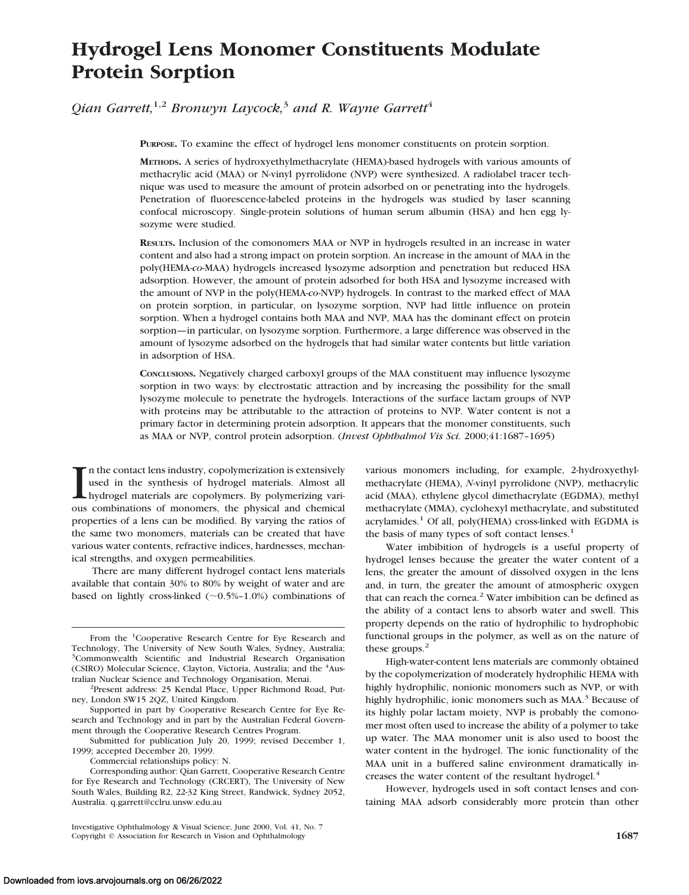# Hydrogel Lens Monomer Constituents Modulate Protein Sorption

*Qian Garrett,[1,2] Bronwyn Laycock,[3] and R. Wayne Garrett[4]*

**PURPOSE.** To examine the effect of hydrogel lens monomer constituents on protein sorption.

**METHODS.** A series of hydroxyethylmethacrylate (HEMA)-based hydrogels with various amounts of methacrylic acid (MAA) or N-vinyl pyrrolidone (NVP) were synthesized. A radiolabel tracer technique was used to measure the amount of protein adsorbed on or penetrating into the hydrogels. Penetration of fluorescence-labeled proteins in the hydrogels was studied by laser scanning confocal microscopy. Single-protein solutions of human serum albumin (HSA) and hen egg lysozyme were studied.

**RESULTS.** Inclusion of the comonomers MAA or NVP in hydrogels resulted in an increase in water content and also had a strong impact on protein sorption. An increase in the amount of MAA in the poly(HEMA-*co*-MAA) hydrogels increased lysozyme adsorption and penetration but reduced HSA adsorption. However, the amount of protein adsorbed for both HSA and lysozyme increased with the amount of NVP in the poly(HEMA-*co*-NVP) hydrogels. In contrast to the marked effect of MAA on protein sorption, in particular, on lysozyme sorption, NVP had little influence on protein sorption. When a hydrogel contains both MAA and NVP, MAA has the dominant effect on protein sorption—in particular, on lysozyme sorption. Furthermore, a large difference was observed in the amount of lysozyme adsorbed on the hydrogels that had similar water contents but little variation in adsorption of HSA.

**CONCLUSIONS.** Negatively charged carboxyl groups of the MAA constituent may influence lysozyme sorption in two ways: by electrostatic attraction and by increasing the possibility for the small lysozyme molecule to penetrate the hydrogels. Interactions of the surface lactam groups of NVP with proteins may be attributable to the attraction of proteins to NVP. Water content is not a primary factor in determining protein adsorption. It appears that the monomer constituents, such as MAA or NVP, control protein adsorption. (*Invest Ophthalmol Vis Sci.* 2000;41:1687–1695)

In the contact lens industry, copolymerization is extensively used in the synthesis of hydrogel materials. Almost all hydrogel materials are copolymers. By polymerizing various combinations of monomers, the physical and chemical properties of a lens can be modified. By varying the ratios of the same two monomers, materials can be created that have various water contents, refractive indices, hardnesses, mechanical strengths, and oxygen permeabilities.

There are many different hydrogel contact lens materials available that contain 30% to 80% by weight of water and are based on lightly cross-linked (~0.5%–1.0%) combinations of various monomers including, for example, 2-hydroxyethylmethacrylate (HEMA), *N*-vinyl pyrrolidone (NVP), methacrylic acid (MAA), ethylene glycol dimethacrylate (EGDMA), methyl methacrylate (MMA), cyclohexyl methacrylate, and substituted acrylamides.[1] Of all, poly(HEMA) cross-linked with EGDMA is the basis of many types of soft contact lenses.[1]

Water imbibition of hydrogels is a useful property of hydrogel lenses because the greater the water content of a lens, the greater the amount of dissolved oxygen in the lens and, in turn, the greater the amount of atmospheric oxygen that can reach the cornea.[2] Water imbibition can be defined as the ability of a contact lens to absorb water and swell. This property depends on the ratio of hydrophilic to hydrophobic functional groups in the polymer, as well as on the nature of these groups.[2]

High-water-content lens materials are commonly obtained by the copolymerization of moderately hydrophilic HEMA with highly hydrophilic, nonionic monomers such as NVP, or with highly hydrophilic, ionic monomers such as MAA.[3] Because of its highly polar lactam moiety, NVP is probably the comonomer most often used to increase the ability of a polymer to take up water. The MAA monomer unit is also used to boost the water content in the hydrogel. The ionic functionality of the MAA unit in a buffered saline environment dramatically increases the water content of the resultant hydrogel.[4]

However, hydrogels used in soft contact lenses and containing MAA adsorb considerably more protein than other

---

From the [1]Cooperative Research Centre for Eye Research and Technology, The University of New South Wales, Sydney, Australia; [3]Commonwealth Scientific and Industrial Research Organisation (CSIRO) Molecular Science, Clayton, Victoria, Australia; and the [4]Australian Nuclear Science and Technology Organisation, Menai.

[2]Present address: 25 Kendal Place, Upper Richmond Road, Putney, London SW15 2QZ, United Kingdom.

Supported in part by Cooperative Research Centre for Eye Research and Technology and in part by the Australian Federal Government through the Cooperative Research Centres Program.

Submitted for publication July 20, 1999; revised December 1, 1999; accepted December 20, 1999.

Commercial relationships policy: N.

Corresponding author: Qian Garrett, Cooperative Research Centre for Eye Research and Technology (CRCERT), The University of New South Wales, Building R2, 22-32 King Street, Randwick, Sydney 2052, Australia. q.garrett@cclru.unsw.edu.au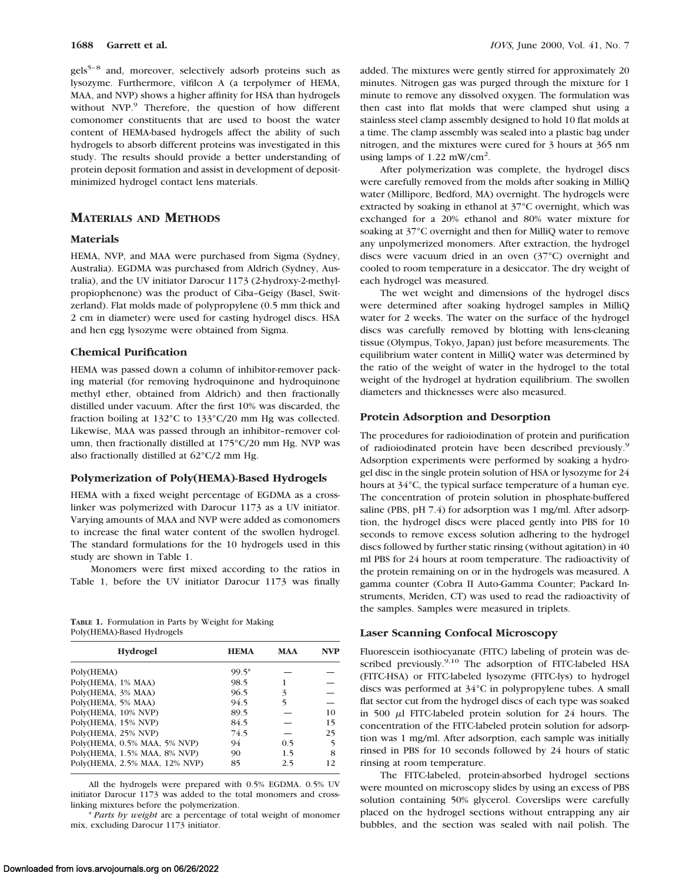gels[5–8] and, moreover, selectively adsorb proteins such as lysozyme. Furthermore, vifilcon A (a terpolymer of HEMA, MAA, and NVP) shows a higher affinity for HSA than hydrogels without NVP.[9] Therefore, the question of how different comonomer constituents that are used to boost the water content of HEMA-based hydrogels affect the ability of such hydrogels to absorb different proteins was investigated in this study. The results should provide a better understanding of protein deposit formation and assist in development of deposit-minimized hydrogel contact lens materials.

## MATERIALS AND METHODS

### Materials

HEMA, NVP, and MAA were purchased from Sigma (Sydney, Australia). EGDMA was purchased from Aldrich (Sydney, Australia), and the UV initiator Darocur 1173 (2-hydroxy-2-methyl-propiophenone) was the product of Ciba–Geigy (Basel, Switzerland). Flat molds made of polypropylene (0.5 mm thick and 2 cm in diameter) were used for casting hydrogel discs. HSA and hen egg lysozyme were obtained from Sigma.

### Chemical Purification

HEMA was passed down a column of inhibitor-remover packing material (for removing hydroquinone and hydroquinone methyl ether, obtained from Aldrich) and then fractionally distilled under vacuum. After the first 10% was discarded, the fraction boiling at 132°C to 133°C/20 mm Hg was collected. Likewise, MAA was passed through an inhibitor–remover column, then fractionally distilled at 175°C/20 mm Hg. NVP was also fractionally distilled at 62°C/2 mm Hg.

### Polymerization of Poly(HEMA)-Based Hydrogels

HEMA with a fixed weight percentage of EGDMA as a cross-linker was polymerized with Darocur 1173 as a UV initiator. Varying amounts of MAA and NVP were added as comonomers to increase the final water content of the swollen hydrogel. The standard formulations for the 10 hydrogels used in this study are shown in Table 1.

Monomers were first mixed according to the ratios in Table 1, before the UV initiator Darocur 1173 was finally added. The mixtures were gently stirred for approximately 20 minutes. Nitrogen gas was purged through the mixture for 1 minute to remove any dissolved oxygen. The formulation was then cast into flat molds that were clamped shut using a stainless steel clamp assembly designed to hold 10 flat molds at a time. The clamp assembly was sealed into a plastic bag under nitrogen, and the mixtures were cured for 3 hours at 365 nm using lamps of 1.22 mW/cm$^2$.

After polymerization was complete, the hydrogel discs were carefully removed from the molds after soaking in MilliQ water (Millipore, Bedford, MA) overnight. The hydrogels were extracted by soaking in ethanol at 37°C overnight, which was exchanged for a 20% ethanol and 80% water mixture for soaking at 37°C overnight and then for MilliQ water to remove any unpolymerized monomers. After extraction, the hydrogel discs were vacuum dried in an oven (37°C) overnight and cooled to room temperature in a desiccator. The dry weight of each hydrogel was measured.

The wet weight and dimensions of the hydrogel discs were determined after soaking hydrogel samples in MilliQ water for 2 weeks. The water on the surface of the hydrogel discs was carefully removed by blotting with lens-cleaning tissue (Olympus, Tokyo, Japan) just before measurements. The equilibrium water content in MilliQ water was determined by the ratio of the weight of water in the hydrogel to the total weight of the hydrogel at hydration equilibrium. The swollen diameters and thicknesses were also measured.

**TABLE 1.** Formulation in Parts by Weight for Making Poly(HEMA)-Based Hydrogels

| Hydrogel | HEMA | MAA | NVP |
|---|---|---|---|
| Poly(HEMA) | 99.5* | — | — |
| Poly(HEMA, 1% MAA) | 98.5 | 1 | — |
| Poly(HEMA, 3% MAA) | 96.5 | 3 | — |
| Poly(HEMA, 5% MAA) | 94.5 | 5 | — |
| Poly(HEMA, 10% NVP) | 89.5 | — | 10 |
| Poly(HEMA, 15% NVP) | 84.5 | — | 15 |
| Poly(HEMA, 25% NVP) | 74.5 | — | 25 |
| Poly(HEMA, 0.5% MAA, 5% NVP) | 94 | 0.5 | 5 |
| Poly(HEMA, 1.5% MAA, 8% NVP) | 90 | 1.5 | 8 |
| Poly(HEMA, 2.5% MAA, 12% NVP) | 85 | 2.5 | 12 |

All the hydrogels were prepared with 0.5% EGDMA. 0.5% UV initiator Darocur 1173 was added to the total monomers and cross-linking mixtures before the polymerization.

\* *Parts by weight* are a percentage of total weight of monomer mix, excluding Darocur 1173 initiator.

### Protein Adsorption and Desorption

The procedures for radioiodination of protein and purification of radioiodinated protein have been described previously.[9] Adsorption experiments were performed by soaking a hydrogel disc in the single protein solution of HSA or lysozyme for 24 hours at 34°C, the typical surface temperature of a human eye. The concentration of protein solution in phosphate-buffered saline (PBS, pH 7.4) for adsorption was 1 mg/ml. After adsorption, the hydrogel discs were placed gently into PBS for 10 seconds to remove excess solution adhering to the hydrogel discs followed by further static rinsing (without agitation) in 40 ml PBS for 24 hours at room temperature. The radioactivity of the protein remaining on or in the hydrogels was measured. A gamma counter (Cobra II Auto-Gamma Counter; Packard Instruments, Meriden, CT) was used to read the radioactivity of the samples. Samples were measured in triplets.

### Laser Scanning Confocal Microscopy

Fluorescein isothiocyanate (FITC) labeling of protein was described previously.[9,10] The adsorption of FITC-labeled HSA (FITC-HSA) or FITC-labeled lysozyme (FITC-lys) to hydrogel discs was performed at 34°C in polypropylene tubes. A small flat sector cut from the hydrogel discs of each type was soaked in 500 μl FITC-labeled protein solution for 24 hours. The concentration of the FITC-labeled protein solution for adsorption was 1 mg/ml. After adsorption, each sample was initially rinsed in PBS for 10 seconds followed by 24 hours of static rinsing at room temperature.

The FITC-labeled, protein-absorbed hydrogel sections were mounted on microscopy slides by using an excess of PBS solution containing 50% glycerol. Coverslips were carefully placed on the hydrogel sections without entrapping any air bubbles, and the section was sealed with nail polish. The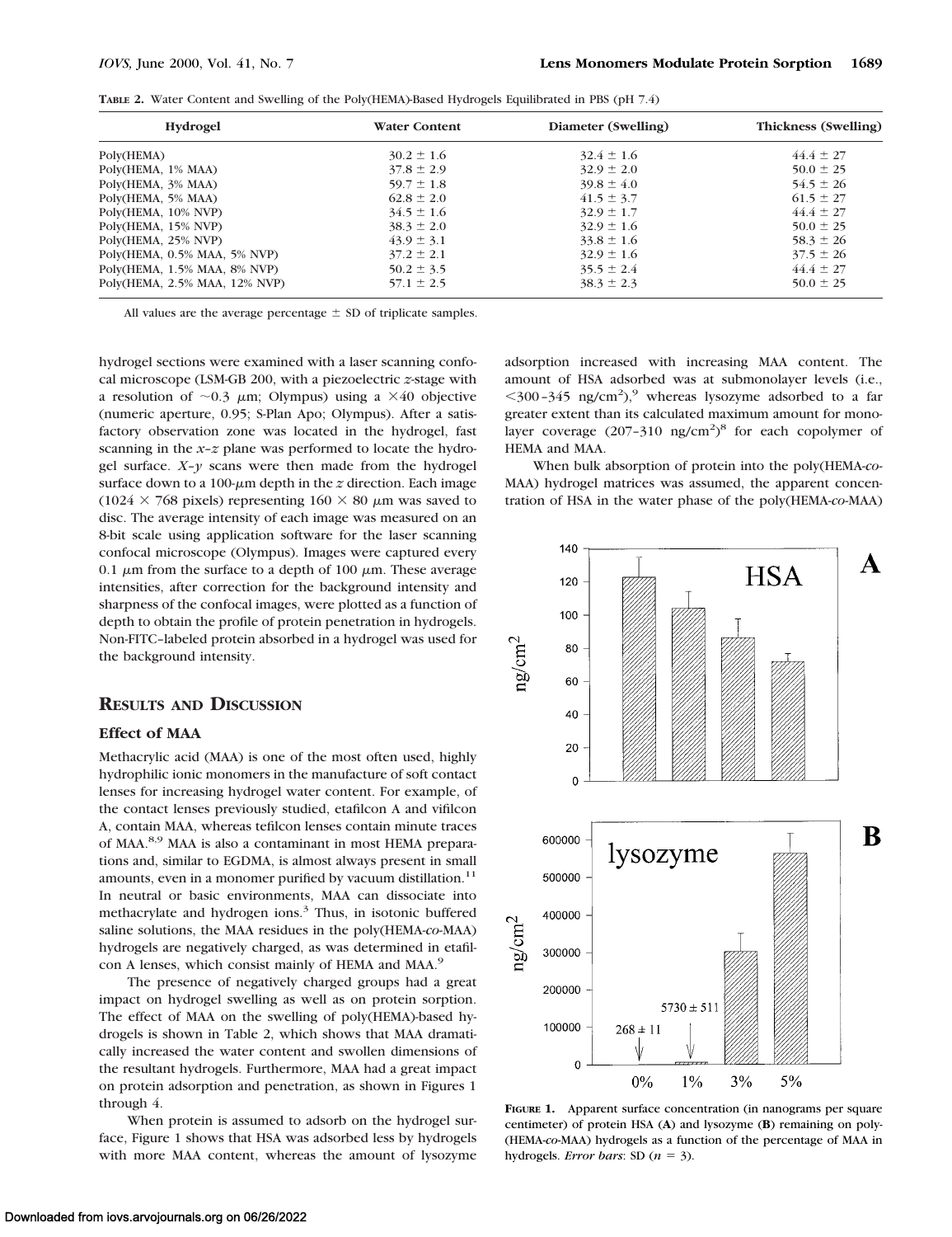**TABLE 2.** Water Content and Swelling of the Poly(HEMA)-Based Hydrogels Equilibrated in PBS (pH 7.4)

| Hydrogel | Water Content | Diameter (Swelling) | Thickness (Swelling) |
|---|---|---|---|
| Poly(HEMA) | 30.2 ± 1.6 | 32.4 ± 1.6 | 44.4 ± 27 |
| Poly(HEMA, 1% MAA) | 37.8 ± 2.9 | 32.9 ± 2.0 | 50.0 ± 25 |
| Poly(HEMA, 3% MAA) | 59.7 ± 1.8 | 39.8 ± 4.0 | 54.5 ± 26 |
| Poly(HEMA, 5% MAA) | 62.8 ± 2.0 | 41.5 ± 3.7 | 61.5 ± 27 |
| Poly(HEMA, 10% NVP) | 34.5 ± 1.6 | 32.9 ± 1.7 | 44.4 ± 27 |
| Poly(HEMA, 15% NVP) | 38.3 ± 2.0 | 32.9 ± 1.6 | 50.0 ± 25 |
| Poly(HEMA, 25% NVP) | 43.9 ± 3.1 | 33.8 ± 1.6 | 58.3 ± 26 |
| Poly(HEMA, 0.5% MAA, 5% NVP) | 37.2 ± 2.1 | 32.9 ± 1.6 | 37.5 ± 26 |
| Poly(HEMA, 1.5% MAA, 8% NVP) | 50.2 ± 3.5 | 35.5 ± 2.4 | 44.4 ± 27 |
| Poly(HEMA, 2.5% MAA, 12% NVP) | 57.1 ± 2.5 | 38.3 ± 2.3 | 50.0 ± 25 |

All values are the average percentage ± SD of triplicate samples.

hydrogel sections were examined with a laser scanning confocal microscope (LSM-GB 200, with a piezoelectric *z*-stage with a resolution of ~0.3 μm; Olympus) using a ×40 objective (numeric aperture, 0.95; S-Plan Apo; Olympus). After a satisfactory observation zone was located in the hydrogel, fast scanning in the *x*–*z* plane was performed to locate the hydrogel surface. *X*–*y* scans were then made from the hydrogel surface down to a 100-μm depth in the *z* direction. Each image (1024 × 768 pixels) representing 160 × 80 μm was saved to disc. The average intensity of each image was measured on an 8-bit scale using application software for the laser scanning confocal microscope (Olympus). Images were captured every 0.1 μm from the surface to a depth of 100 μm. These average intensities, after correction for the background intensity and sharpness of the confocal images, were plotted as a function of depth to obtain the profile of protein penetration in hydrogels. Non-FITC–labeled protein absorbed in a hydrogel was used for the background intensity.

## RESULTS AND DISCUSSION

### Effect of MAA

Methacrylic acid (MAA) is one of the most often used, highly hydrophilic ionic monomers in the manufacture of soft contact lenses for increasing hydrogel water content. For example, of the contact lenses previously studied, etafilcon A and vifilcon A, contain MAA, whereas tefilcon lenses contain minute traces of MAA.[8,9] MAA is also a contaminant in most HEMA preparations and, similar to EGDMA, is almost always present in small amounts, even in a monomer purified by vacuum distillation.[11] In neutral or basic environments, MAA can dissociate into methacrylate and hydrogen ions.[3] Thus, in isotonic buffered saline solutions, the MAA residues in the poly(HEMA-*co*-MAA) hydrogels are negatively charged, as was determined in etafilcon A lenses, which consist mainly of HEMA and MAA.[9]

The presence of negatively charged groups had a great impact on hydrogel swelling as well as on protein sorption. The effect of MAA on the swelling of poly(HEMA)-based hydrogels is shown in Table 2, which shows that MAA dramatically increased the water content and swollen dimensions of the resultant hydrogels. Furthermore, MAA had a great impact on protein adsorption and penetration, as shown in Figures 1 through 4.

When protein is assumed to adsorb on the hydrogel surface, Figure 1 shows that HSA was adsorbed less by hydrogels with more MAA content, whereas the amount of lysozyme adsorption increased with increasing MAA content. The amount of HSA adsorbed was at submonolayer levels (i.e., <300–345 ng/cm$^2$),[9] whereas lysozyme adsorbed to a far greater extent than its calculated maximum amount for monolayer coverage (207–310 ng/cm$^2$)[8] for each copolymer of HEMA and MAA.

When bulk absorption of protein into the poly(HEMA-*co*-MAA) hydrogel matrices was assumed, the apparent concentration of HSA in the water phase of the poly(HEMA-*co*-MAA)

**FIGURE 1.** Apparent surface concentration (in nanograms per square centimeter) of protein HSA (**A**) and lysozyme (**B**) remaining on poly(HEMA-*co*-MAA) hydrogels as a function of the percentage of MAA in hydrogels. *Error bars*: SD ($n = 3$).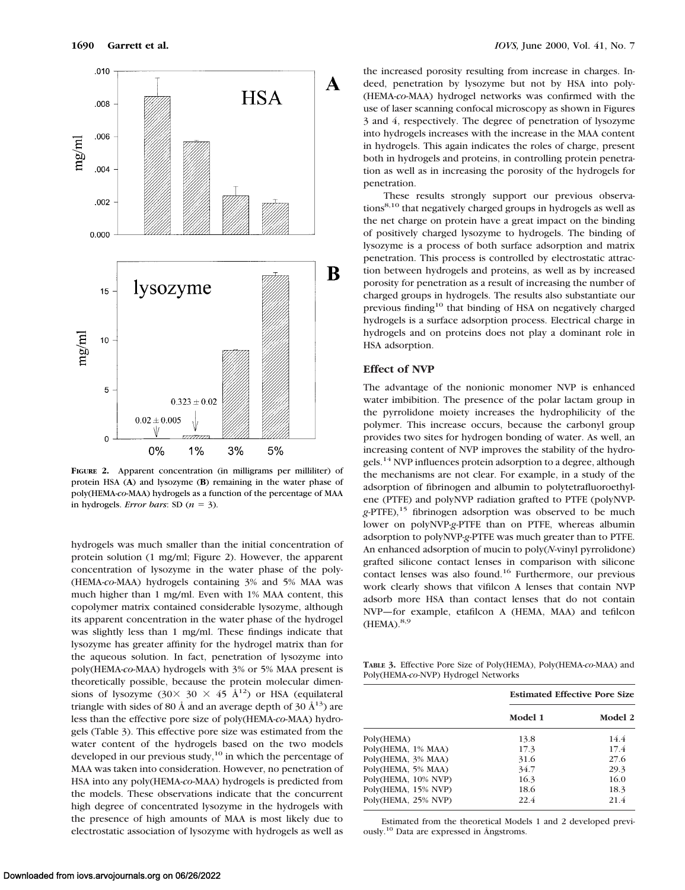**FIGURE 2.** Apparent concentration (in milligrams per milliliter) of protein HSA (**A**) and lysozyme (**B**) remaining in the water phase of poly(HEMA-*co*-MAA) hydrogels as a function of the percentage of MAA in hydrogels. *Error bars*: SD ($n = 3$).

hydrogels was much smaller than the initial concentration of protein solution (1 mg/ml; Figure 2). However, the apparent concentration of lysozyme in the water phase of the poly-(HEMA-*co*-MAA) hydrogels containing 3% and 5% MAA was much higher than 1 mg/ml. Even with 1% MAA content, this copolymer matrix contained considerable lysozyme, although its apparent concentration in the water phase of the hydrogel was slightly less than 1 mg/ml. These findings indicate that lysozyme has greater affinity for the hydrogel matrix than for the aqueous solution. In fact, penetration of lysozyme into poly(HEMA-*co*-MAA) hydrogels with 3% or 5% MAA present is theoretically possible, because the protein molecular dimensions of lysozyme ($30 \times 30 \times 45$ Å[12]) or HSA (equilateral triangle with sides of 80 Å and an average depth of 30 Å[13]) are less than the effective pore size of poly(HEMA-*co*-MAA) hydrogels (Table 3). This effective pore size was estimated from the water content of the hydrogels based on the two models developed in our previous study,[10] in which the percentage of MAA was taken into consideration. However, no penetration of HSA into any poly(HEMA-*co*-MAA) hydrogels is predicted from the models. These observations indicate that the concurrent high degree of concentrated lysozyme in the hydrogels with the presence of high amounts of MAA is most likely due to electrostatic association of lysozyme with hydrogels as well as the increased porosity resulting from increase in charges. Indeed, penetration by lysozyme but not by HSA into poly-(HEMA-*co*-MAA) hydrogel networks was confirmed with the use of laser scanning confocal microscopy as shown in Figures 3 and 4, respectively. The degree of penetration of lysozyme into hydrogels increases with the increase in the MAA content in hydrogels. This again indicates the roles of charge, present both in hydrogels and proteins, in controlling protein penetration as well as in increasing the porosity of the hydrogels for penetration.

These results strongly support our previous observations[8,10] that negatively charged groups in hydrogels as well as the net charge on protein have a great impact on the binding of positively charged lysozyme to hydrogels. The binding of lysozyme is a process of both surface adsorption and matrix penetration. This process is controlled by electrostatic attraction between hydrogels and proteins, as well as by increased porosity for penetration as a result of increasing the number of charged groups in hydrogels. The results also substantiate our previous finding[10] that binding of HSA on negatively charged hydrogels is a surface adsorption process. Electrical charge in hydrogels and on proteins does not play a dominant role in HSA adsorption.

### Effect of NVP

The advantage of the nonionic monomer NVP is enhanced water imbibition. The presence of the polar lactam group in the pyrrolidone moiety increases the hydrophilicity of the polymer. This increase occurs, because the carbonyl group provides two sites for hydrogen bonding of water. As well, an increasing content of NVP improves the stability of the hydrogels.[14] NVP influences protein adsorption to a degree, although the mechanisms are not clear. For example, in a study of the adsorption of fibrinogen and albumin to polytetrafluoroethylene (PTFE) and polyNVP radiation grafted to PTFE (polyNVP-*g*-PTFE),[15] fibrinogen adsorption was observed to be much lower on polyNVP-*g*-PTFE than on PTFE, whereas albumin adsorption to polyNVP-*g*-PTFE was much greater than to PTFE. An enhanced adsorption of mucin to poly(*N*-vinyl pyrrolidone) grafted silicone contact lenses in comparison with silicone contact lenses was also found.[16] Furthermore, our previous work clearly shows that vifilcon A lenses that contain NVP adsorb more HSA than contact lenses that do not contain NVP—for example, etafilcon A (HEMA, MAA) and tefilcon (HEMA).[8,9]

**TABLE 3.** Effective Pore Size of Poly(HEMA), Poly(HEMA-*co*-MAA) and Poly(HEMA-*co*-NVP) Hydrogel Networks

| | Estimated Effective Pore Size | |
|---|---|---|
| | Model 1 | Model 2 |
| Poly(HEMA) | 13.8 | 14.4 |
| Poly(HEMA, 1% MAA) | 17.3 | 17.4 |
| Poly(HEMA, 3% MAA) | 31.6 | 27.6 |
| Poly(HEMA, 5% MAA) | 34.7 | 29.3 |
| Poly(HEMA, 10% NVP) | 16.3 | 16.0 |
| Poly(HEMA, 15% NVP) | 18.6 | 18.3 |
| Poly(HEMA, 25% NVP) | 22.4 | 21.4 |

Estimated from the theoretical Models 1 and 2 developed previously.[10] Data are expressed in Ångstroms.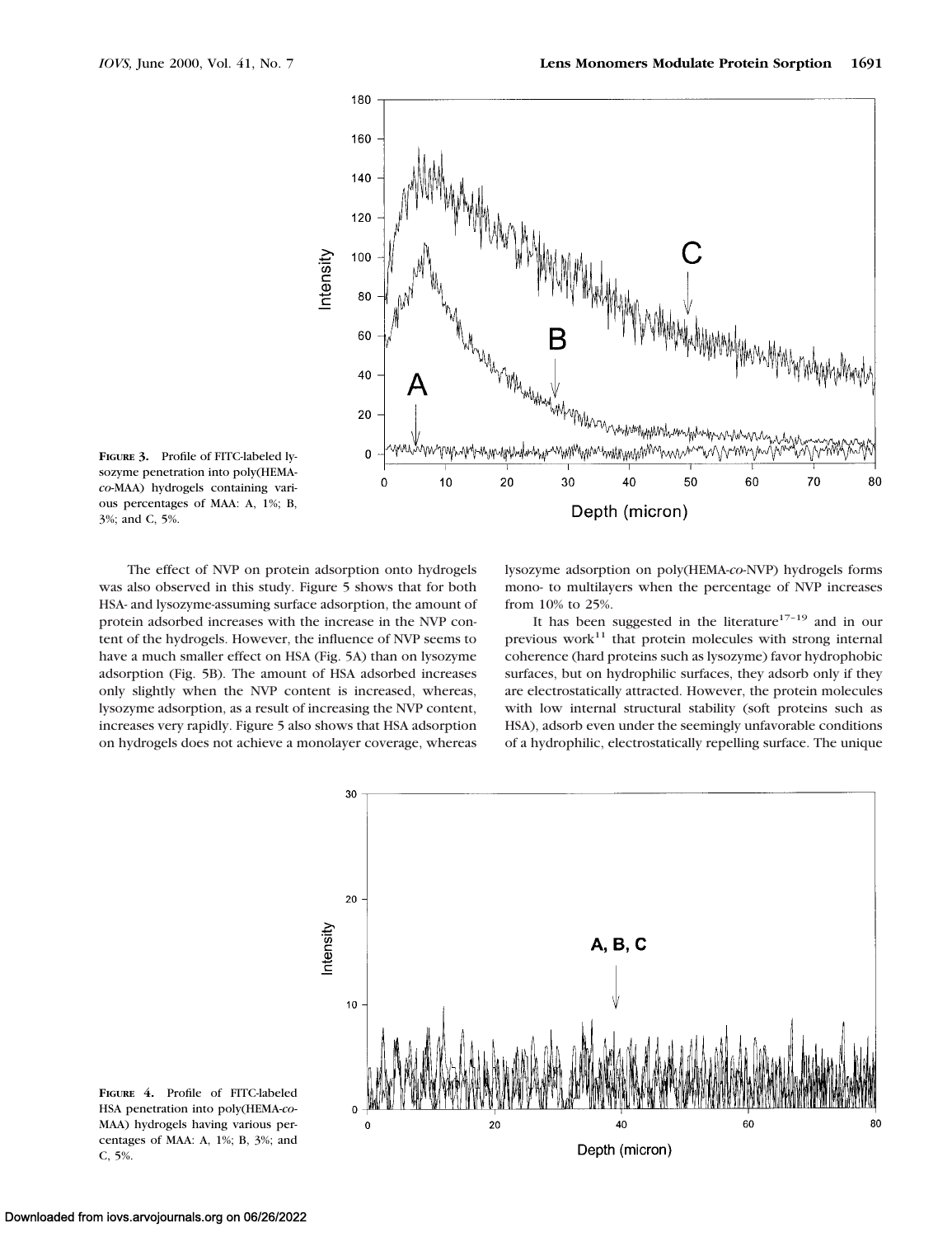**FIGURE 3.** Profile of FITC-labeled lysozyme penetration into poly(HEMA-*co*-MAA) hydrogels containing various percentages of MAA: A, 1%; B, 3%; and C, 5%.

The effect of NVP on protein adsorption onto hydrogels was also observed in this study. Figure 5 shows that for both HSA- and lysozyme-assuming surface adsorption, the amount of protein adsorbed increases with the increase in the NVP content of the hydrogels. However, the influence of NVP seems to have a much smaller effect on HSA (Fig. 5A) than on lysozyme adsorption (Fig. 5B). The amount of HSA adsorbed increases only slightly when the NVP content is increased, whereas, lysozyme adsorption, as a result of increasing the NVP content, increases very rapidly. Figure 5 also shows that HSA adsorption on hydrogels does not achieve a monolayer coverage, whereas lysozyme adsorption on poly(HEMA-*co*-NVP) hydrogels forms mono- to multilayers when the percentage of NVP increases from 10% to 25%.

It has been suggested in the literature[17–19] and in our previous work[11] that protein molecules with strong internal coherence (hard proteins such as lysozyme) favor hydrophobic surfaces, but on hydrophilic surfaces, they adsorb only if they are electrostatically attracted. However, the protein molecules with low internal structural stability (soft proteins such as HSA), adsorb even under the seemingly unfavorable conditions of a hydrophilic, electrostatically repelling surface. The unique

**FIGURE 4.** Profile of FITC-labeled HSA penetration into poly(HEMA-*co*-MAA) hydrogels having various percentages of MAA: A, 1%; B, 3%; and C, 5%.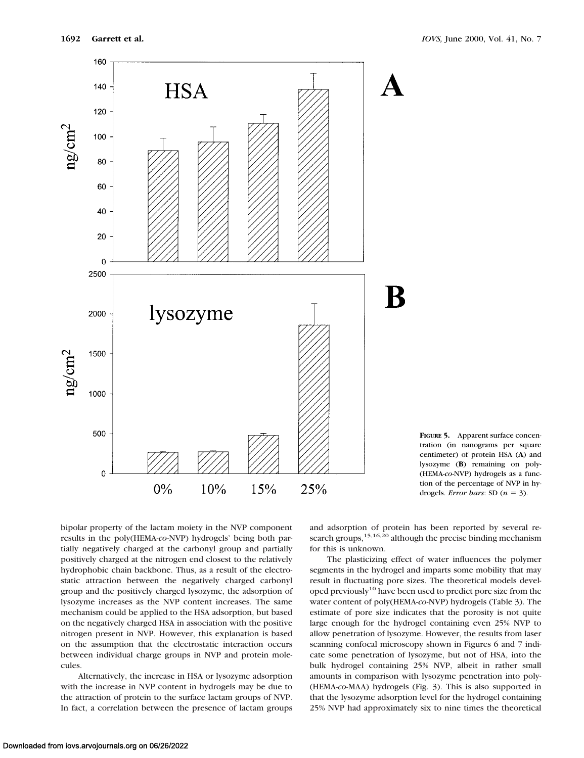**FIGURE 5.** Apparent surface concentration (in nanograms per square centimeter) of protein HSA (**A**) and lysozyme (**B**) remaining on poly-(HEMA-*co*-NVP) hydrogels as a function of the percentage of NVP in hydrogels. *Error bars*: SD ($n = 3$).

bipolar property of the lactam moiety in the NVP component results in the poly(HEMA-*co*-NVP) hydrogels' being both partially negatively charged at the carbonyl group and partially positively charged at the nitrogen end closest to the relatively hydrophobic chain backbone. Thus, as a result of the electrostatic attraction between the negatively charged carbonyl group and the positively charged lysozyme, the adsorption of lysozyme increases as the NVP content increases. The same mechanism could be applied to the HSA adsorption, but based on the negatively charged HSA in association with the positive nitrogen present in NVP. However, this explanation is based on the assumption that the electrostatic interaction occurs between individual charge groups in NVP and protein molecules.

Alternatively, the increase in HSA or lysozyme adsorption with the increase in NVP content in hydrogels may be due to the attraction of protein to the surface lactam groups of NVP. In fact, a correlation between the presence of lactam groups and adsorption of protein has been reported by several research groups,[15,16,20] although the precise binding mechanism for this is unknown.

The plasticizing effect of water influences the polymer segments in the hydrogel and imparts some mobility that may result in fluctuating pore sizes. The theoretical models developed previously[10] have been used to predict pore size from the water content of poly(HEMA-*co*-NVP) hydrogels (Table 3). The estimate of pore size indicates that the porosity is not quite large enough for the hydrogel containing even 25% NVP to allow penetration of lysozyme. However, the results from laser scanning confocal microscopy shown in Figures 6 and 7 indicate some penetration of lysozyme, but not of HSA, into the bulk hydrogel containing 25% NVP, albeit in rather small amounts in comparison with lysozyme penetration into poly-(HEMA-*co*-MAA) hydrogels (Fig. 3). This is also supported in that the lysozyme adsorption level for the hydrogel containing 25% NVP had approximately six to nine times the theoretical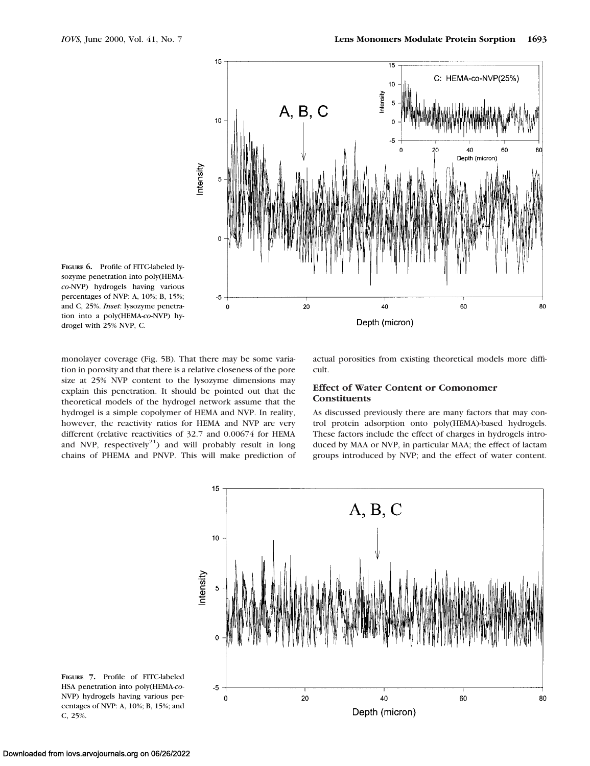**FIGURE 6.** Profile of FITC-labeled lysozyme penetration into poly(HEMA-*co*-NVP) hydrogels having various percentages of NVP: A, 10%; B, 15%; and C, 25%. *Inset*: lysozyme penetration into a poly(HEMA-*co*-NVP) hydrogel with 25% NVP, C.

monolayer coverage (Fig. 5B). That there may be some variation in porosity and that there is a relative closeness of the pore size at 25% NVP content to the lysozyme dimensions may explain this penetration. It should be pointed out that the theoretical models of the hydrogel network assume that the hydrogel is a simple copolymer of HEMA and NVP. In reality, however, the reactivity ratios for HEMA and NVP are very different (relative reactivities of 32.7 and 0.00674 for HEMA and NVP, respectively[21]) and will probably result in long chains of PHEMA and PNVP. This will make prediction of actual porosities from existing theoretical models more difficult.

## Effect of Water Content or Comonomer Constituents

As discussed previously there are many factors that may control protein adsorption onto poly(HEMA)-based hydrogels. These factors include the effect of charges in hydrogels introduced by MAA or NVP, in particular MAA; the effect of lactam groups introduced by NVP; and the effect of water content.

**FIGURE 7.** Profile of FITC-labeled HSA penetration into poly(HEMA-*co*-NVP) hydrogels having various percentages of NVP: A, 10%; B, 15%; and C, 25%.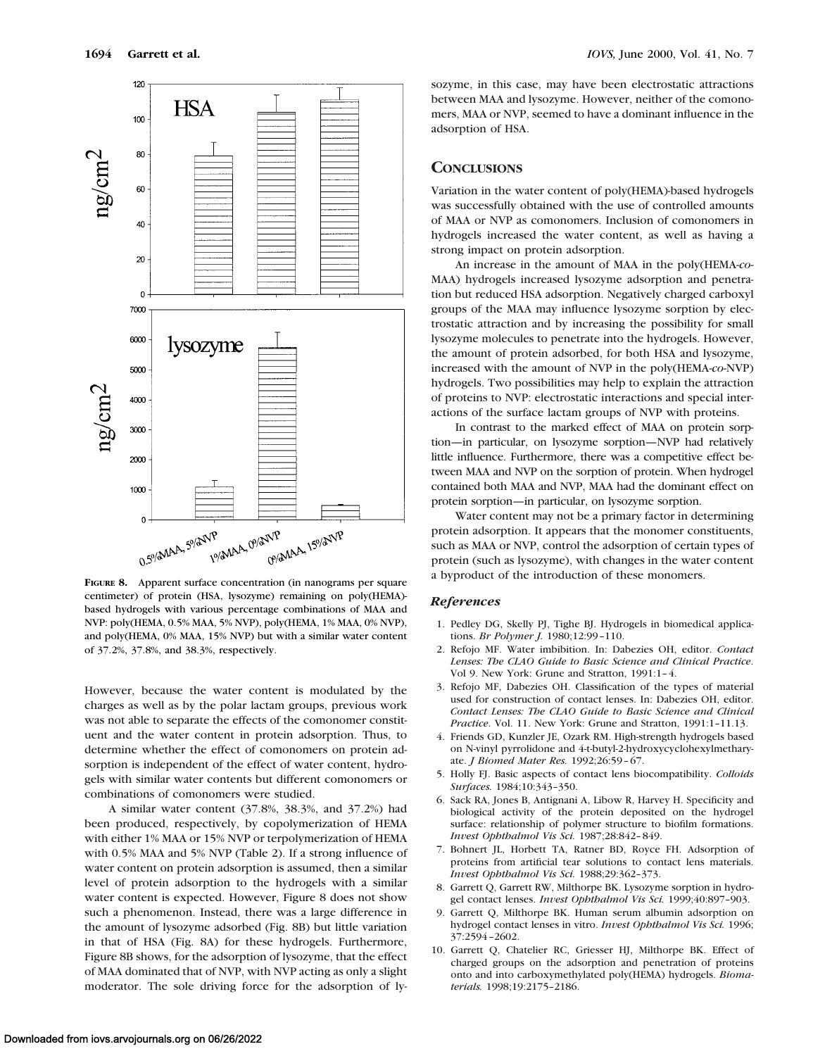FIGURE 8. Apparent surface concentration (in nanograms per square centimeter) of protein (HSA, lysozyme) remaining on poly(HEMA)-based hydrogels with various percentage combinations of MAA and NVP: poly(HEMA, 0.5% MAA, 5% NVP), poly(HEMA, 1% MAA, 0% NVP), and poly(HEMA, 0% MAA, 15% NVP) but with a similar water content of 37.2%, 37.8%, and 38.3%, respectively.

However, because the water content is modulated by the charges as well as by the polar lactam groups, previous work was not able to separate the effects of the comonomer constituent and the water content in protein adsorption. Thus, to determine whether the effect of comonomers on protein adsorption is independent of the effect of water content, hydrogels with similar water contents but different comonomers or combinations of comonomers were studied.

A similar water content (37.8%, 38.3%, and 37.2%) had been produced, respectively, by copolymerization of HEMA with either 1% MAA or 15% NVP or terpolymerization of HEMA with 0.5% MAA and 5% NVP (Table 2). If a strong influence of water content on protein adsorption is assumed, then a similar level of protein adsorption to the hydrogels with a similar water content is expected. However, Figure 8 does not show such a phenomenon. Instead, there was a large difference in the amount of lysozyme adsorbed (Fig. 8B) but little variation in that of HSA (Fig. 8A) for these hydrogels. Furthermore, Figure 8B shows, for the adsorption of lysozyme, that the effect of MAA dominated that of NVP, with NVP acting as only a slight moderator. The sole driving force for the adsorption of lysozyme, in this case, may have been electrostatic attractions between MAA and lysozyme. However, neither of the comonomers, MAA or NVP, seemed to have a dominant influence in the adsorption of HSA.

## CONCLUSIONS

Variation in the water content of poly(HEMA)-based hydrogels was successfully obtained with the use of controlled amounts of MAA or NVP as comonomers. Inclusion of comonomers in hydrogels increased the water content, as well as having a strong impact on protein adsorption.

An increase in the amount of MAA in the poly(HEMA-*co*-MAA) hydrogels increased lysozyme adsorption and penetration but reduced HSA adsorption. Negatively charged carboxyl groups of the MAA may influence lysozyme sorption by electrostatic attraction and by increasing the possibility for small lysozyme molecules to penetrate into the hydrogels. However, the amount of protein adsorbed, for both HSA and lysozyme, increased with the amount of NVP in the poly(HEMA-*co*-NVP) hydrogels. Two possibilities may help to explain the attraction of proteins to NVP: electrostatic interactions and special interactions of the surface lactam groups of NVP with proteins.

In contrast to the marked effect of MAA on protein sorption—in particular, on lysozyme sorption—NVP had relatively little influence. Furthermore, there was a competitive effect between MAA and NVP on the sorption of protein. When hydrogel contained both MAA and NVP, MAA had the dominant effect on protein sorption—in particular, on lysozyme sorption.

Water content may not be a primary factor in determining protein adsorption. It appears that the monomer constituents, such as MAA or NVP, control the adsorption of certain types of protein (such as lysozyme), with changes in the water content a byproduct of the introduction of these monomers.

### *References*

1. Pedley DG, Skelly PJ, Tighe BJ. Hydrogels in biomedical applications. *Br Polymer J.* 1980;12:99–110.
2. Refojo MF. Water imbibition. In: Dabezies OH, editor. *Contact Lenses: The CLAO Guide to Basic Science and Clinical Practice*. Vol 9. New York: Grune and Stratton, 1991:1–4.
3. Refojo MF, Dabezies OH. Classification of the types of material used for construction of contact lenses. In: Dabezies OH, editor. *Contact Lenses: The CLAO Guide to Basic Science and Clinical Practice*. Vol. 11. New York: Grune and Stratton, 1991:1–11.13.
4. Friends GD, Kunzler JE, Ozark RM. High-strength hydrogels based on N-vinyl pyrrolidone and 4-t-butyl-2-hydroxycyclohexylmetharyate. *J Biomed Mater Res.* 1992;26:59–67.
5. Holly FJ. Basic aspects of contact lens biocompatibility. *Colloids Surfaces.* 1984;10:343–350.
6. Sack RA, Jones B, Antignani A, Libow R, Harvey H. Specificity and biological activity of the protein deposited on the hydrogel surface: relationship of polymer structure to biofilm formations. *Invest Ophthalmol Vis Sci.* 1987;28:842–849.
7. Bohnert JL, Horbett TA, Ratner BD, Royce FH. Adsorption of proteins from artificial tear solutions to contact lens materials. *Invest Ophthalmol Vis Sci.* 1988;29:362–373.
8. Garrett Q, Garrett RW, Milthorpe BK. Lysozyme sorption in hydrogel contact lenses. *Invest Ophthalmol Vis Sci.* 1999;40:897–903.
9. Garrett Q, Milthorpe BK. Human serum albumin adsorption on hydrogel contact lenses in vitro. *Invest Ophthalmol Vis Sci.* 1996; 37:2594–2602.
10. Garrett Q, Chatelier RC, Griesser HJ, Milthorpe BK. Effect of charged groups on the adsorption and penetration of proteins onto and into carboxymethylated poly(HEMA) hydrogels. *Biomaterials.* 1998;19:2175–2186.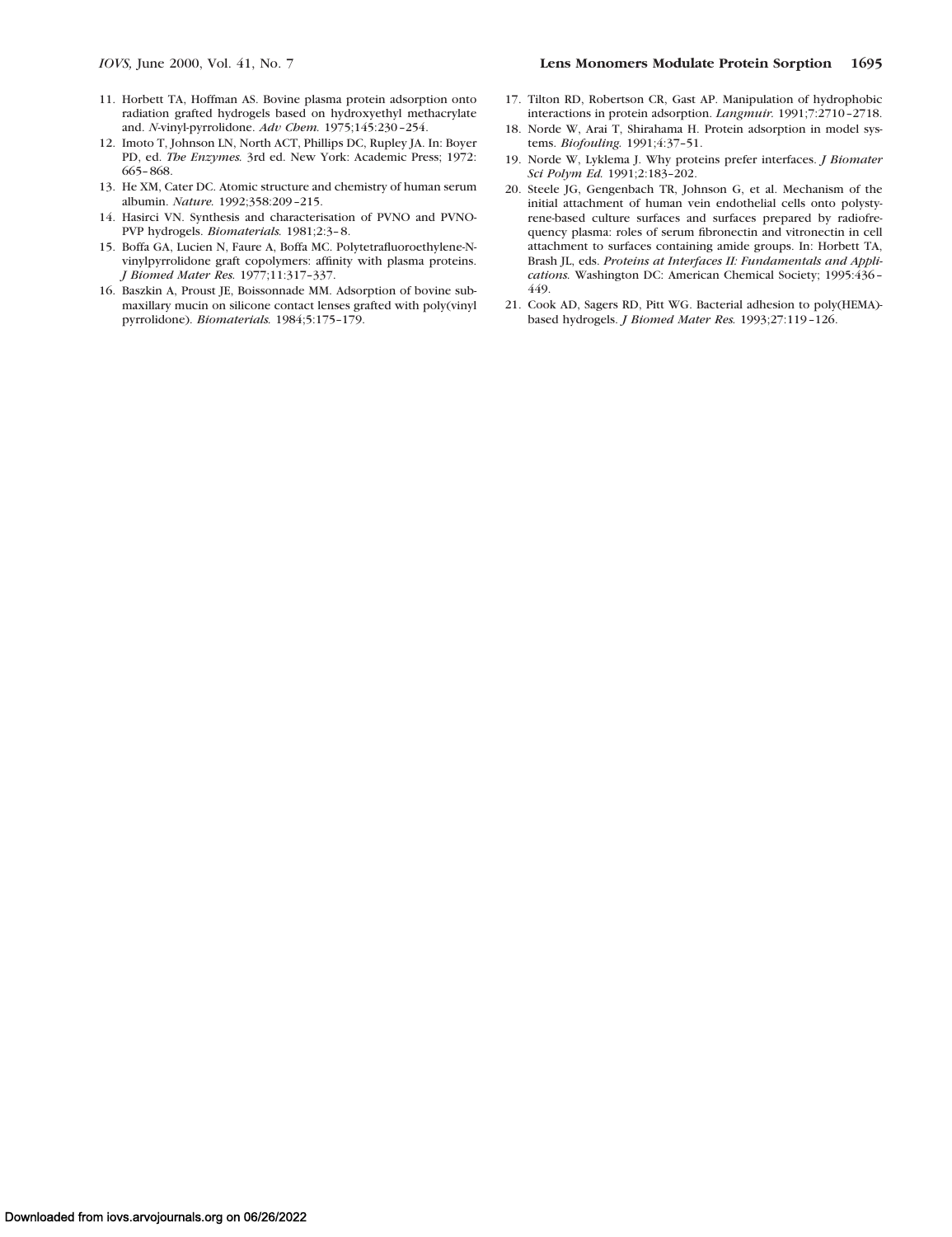11. Horbett TA, Hoffman AS. Bovine plasma protein adsorption onto radiation grafted hydrogels based on hydroxyethyl methacrylate and. *N*-vinyl-pyrrolidone. *Adv Chem.* 1975;145:230–254.
12. Imoto T, Johnson LN, North ACT, Phillips DC, Rupley JA. In: Boyer PD, ed. *The Enzymes.* 3rd ed. New York: Academic Press; 1972: 665–868.
13. He XM, Cater DC. Atomic structure and chemistry of human serum albumin. *Nature.* 1992;358:209–215.
14. Hasirci VN. Synthesis and characterisation of PVNO and PVNO-PVP hydrogels. *Biomaterials.* 1981;2:3–8.
15. Boffa GA, Lucien N, Faure A, Boffa MC. Polytetrafluoroethylene-N-vinylpyrrolidone graft copolymers: affinity with plasma proteins. *J Biomed Mater Res.* 1977;11:317–337.
16. Baszkin A, Proust JE, Boissonnade MM. Adsorption of bovine submaxillary mucin on silicone contact lenses grafted with poly(vinyl pyrrolidone). *Biomaterials.* 1984;5:175–179.
17. Tilton RD, Robertson CR, Gast AP. Manipulation of hydrophobic interactions in protein adsorption. *Langmuir.* 1991;7:2710–2718.
18. Norde W, Arai T, Shirahama H. Protein adsorption in model systems. *Biofouling.* 1991;4:37–51.
19. Norde W, Lyklema J. Why proteins prefer interfaces. *J Biomater Sci Polym Ed.* 1991;2:183–202.
20. Steele JG, Gengenbach TR, Johnson G, et al. Mechanism of the initial attachment of human vein endothelial cells onto polystyrene-based culture surfaces and surfaces prepared by radiofrequency plasma: roles of serum fibronectin and vitronectin in cell attachment to surfaces containing amide groups. In: Horbett TA, Brash JL, eds. *Proteins at Interfaces II: Fundamentals and Applications.* Washington DC: American Chemical Society; 1995:436–449.
21. Cook AD, Sagers RD, Pitt WG. Bacterial adhesion to poly(HEMA)-based hydrogels. *J Biomed Mater Res.* 1993;27:119–126.